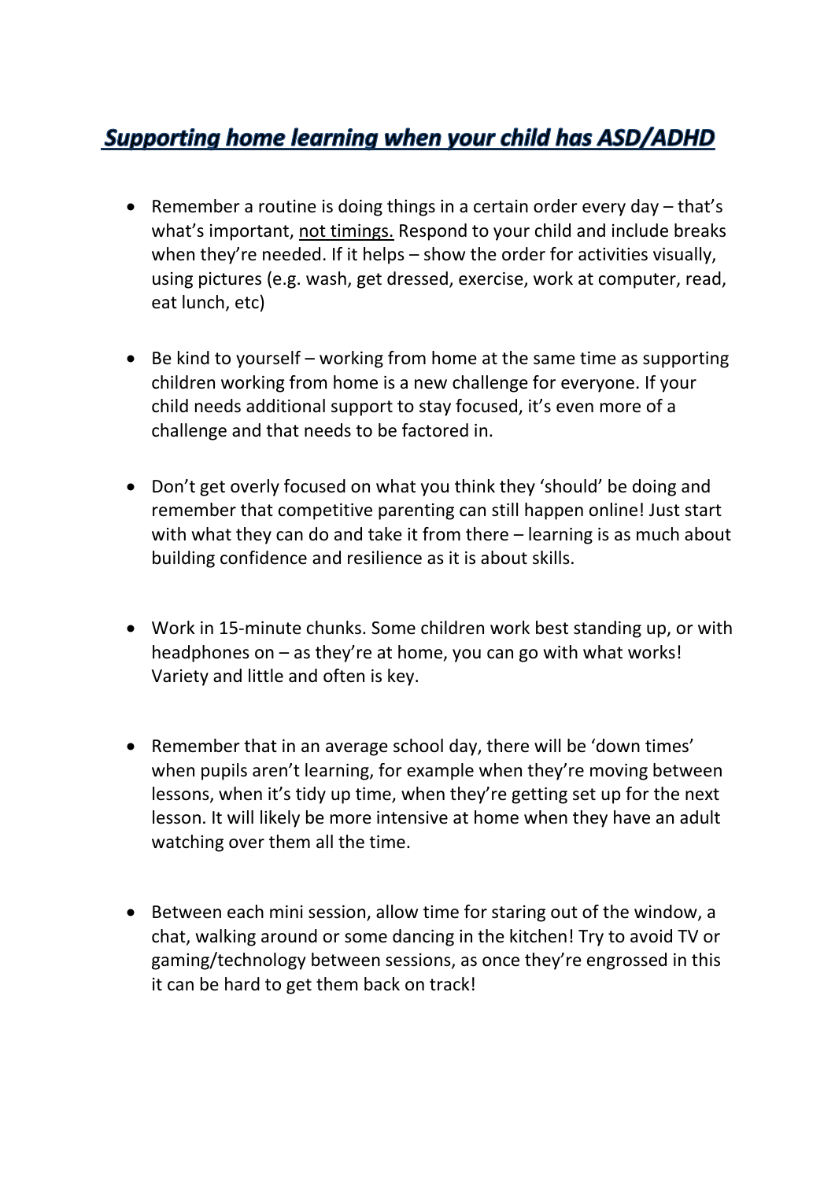# ***Supporting home learning when your child has ASD/ADHD***

- Remember a routine is doing things in a certain order every day – that's what's important, <u>not timings.</u> Respond to your child and include breaks when they're needed. If it helps – show the order for activities visually, using pictures (e.g. wash, get dressed, exercise, work at computer, read, eat lunch, etc)

- Be kind to yourself – working from home at the same time as supporting children working from home is a new challenge for everyone. If your child needs additional support to stay focused, it's even more of a challenge and that needs to be factored in.

- Don't get overly focused on what you think they 'should' be doing and remember that competitive parenting can still happen online! Just start with what they can do and take it from there – learning is as much about building confidence and resilience as it is about skills.

- Work in 15-minute chunks. Some children work best standing up, or with headphones on – as they're at home, you can go with what works! Variety and little and often is key.

- Remember that in an average school day, there will be 'down times' when pupils aren't learning, for example when they're moving between lessons, when it's tidy up time, when they're getting set up for the next lesson. It will likely be more intensive at home when they have an adult watching over them all the time.

- Between each mini session, allow time for staring out of the window, a chat, walking around or some dancing in the kitchen! Try to avoid TV or gaming/technology between sessions, as once they're engrossed in this it can be hard to get them back on track!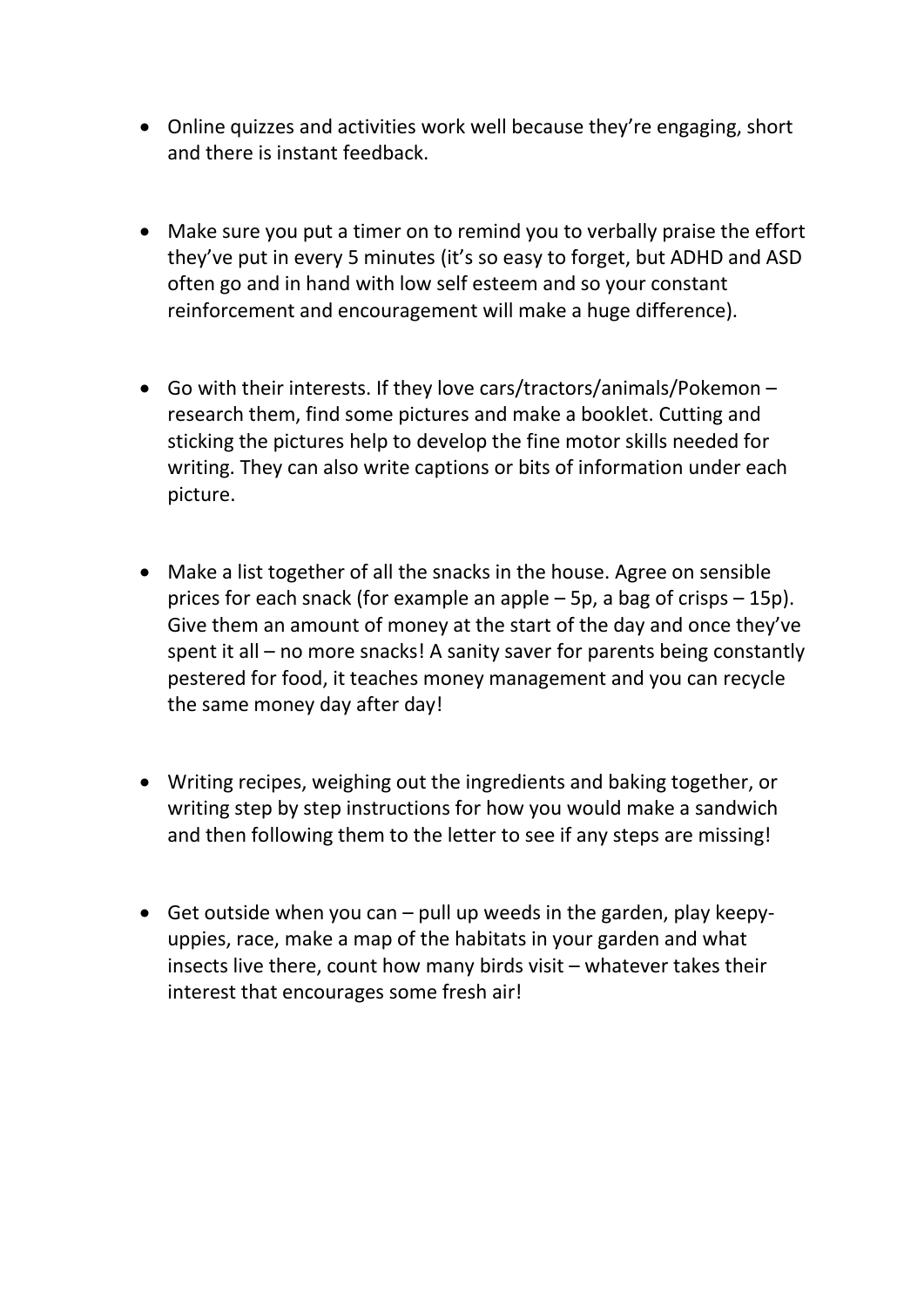- Online quizzes and activities work well because they're engaging, short and there is instant feedback.

- Make sure you put a timer on to remind you to verbally praise the effort they've put in every 5 minutes (it's so easy to forget, but ADHD and ASD often go and in hand with low self esteem and so your constant reinforcement and encouragement will make a huge difference).

- Go with their interests. If they love cars/tractors/animals/Pokemon – research them, find some pictures and make a booklet. Cutting and sticking the pictures help to develop the fine motor skills needed for writing. They can also write captions or bits of information under each picture.

- Make a list together of all the snacks in the house. Agree on sensible prices for each snack (for example an apple – 5p, a bag of crisps – 15p). Give them an amount of money at the start of the day and once they've spent it all – no more snacks! A sanity saver for parents being constantly pestered for food, it teaches money management and you can recycle the same money day after day!

- Writing recipes, weighing out the ingredients and baking together, or writing step by step instructions for how you would make a sandwich and then following them to the letter to see if any steps are missing!

- Get outside when you can – pull up weeds in the garden, play keepy-uppies, race, make a map of the habitats in your garden and what insects live there, count how many birds visit – whatever takes their interest that encourages some fresh air!